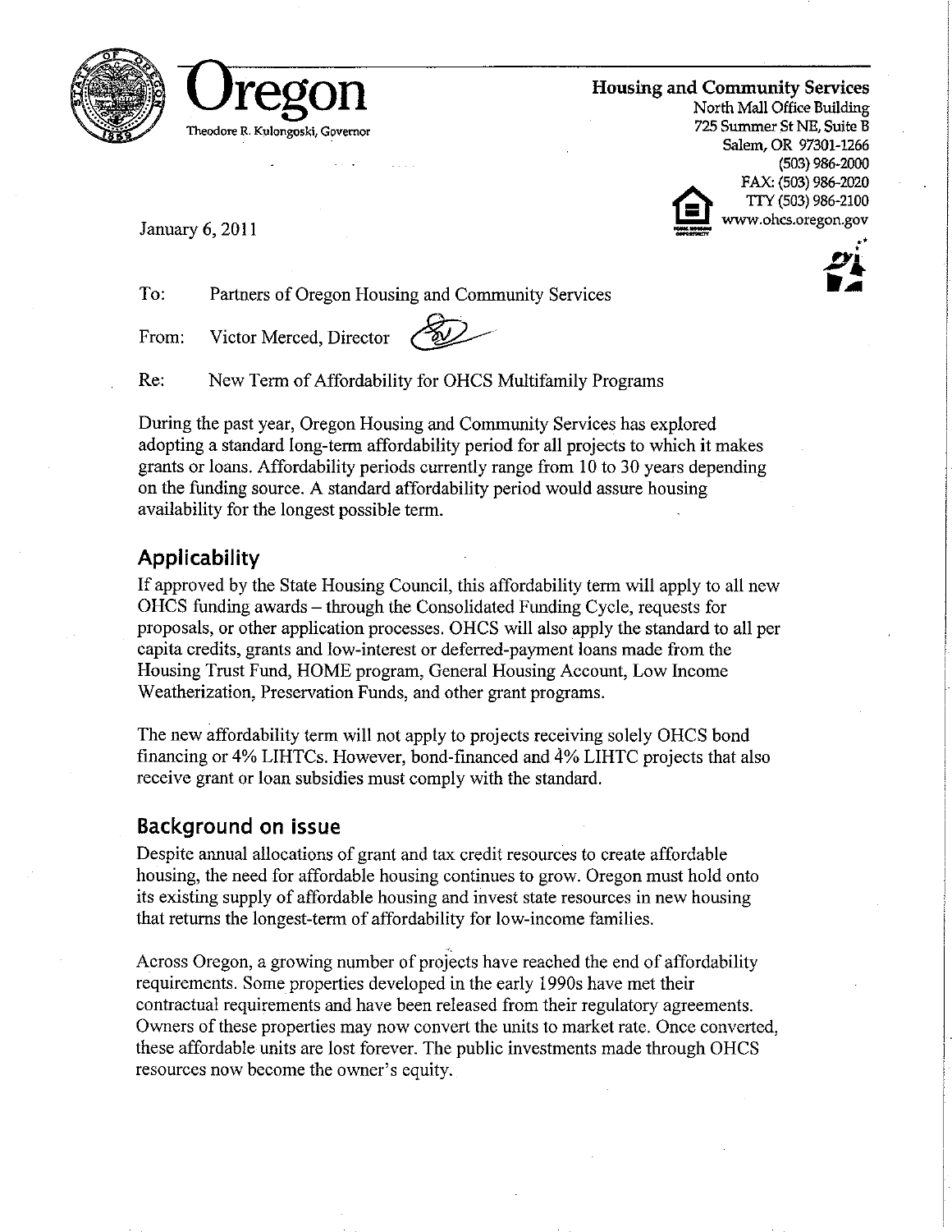**Oregon**

Theodore R. Kulongoski, Governor

**Housing and Community Services**
North Mall Office Building
725 Summer St NE, Suite B
Salem, OR 97301-1266
(503) 986-2000
FAX: (503) 986-2020
TTY (503) 986-2100
www.ohcs.oregon.gov

January 6, 2011

To: Partners of Oregon Housing and Community Services

From: Victor Merced, Director

Re: New Term of Affordability for OHCS Multifamily Programs

During the past year, Oregon Housing and Community Services has explored adopting a standard long-term affordability period for all projects to which it makes grants or loans. Affordability periods currently range from 10 to 30 years depending on the funding source. A standard affordability period would assure housing availability for the longest possible term.

## Applicability

If approved by the State Housing Council, this affordability term will apply to all new OHCS funding awards – through the Consolidated Funding Cycle, requests for proposals, or other application processes. OHCS will also apply the standard to all per capita credits, grants and low-interest or deferred-payment loans made from the Housing Trust Fund, HOME program, General Housing Account, Low Income Weatherization, Preservation Funds, and other grant programs.

The new affordability term will not apply to projects receiving solely OHCS bond financing or 4% LIHTCs. However, bond-financed and 4% LIHTC projects that also receive grant or loan subsidies must comply with the standard.

## Background on issue

Despite annual allocations of grant and tax credit resources to create affordable housing, the need for affordable housing continues to grow. Oregon must hold onto its existing supply of affordable housing and invest state resources in new housing that returns the longest-term of affordability for low-income families.

Across Oregon, a growing number of projects have reached the end of affordability requirements. Some properties developed in the early 1990s have met their contractual requirements and have been released from their regulatory agreements. Owners of these properties may now convert the units to market rate. Once converted, these affordable units are lost forever. The public investments made through OHCS resources now become the owner's equity.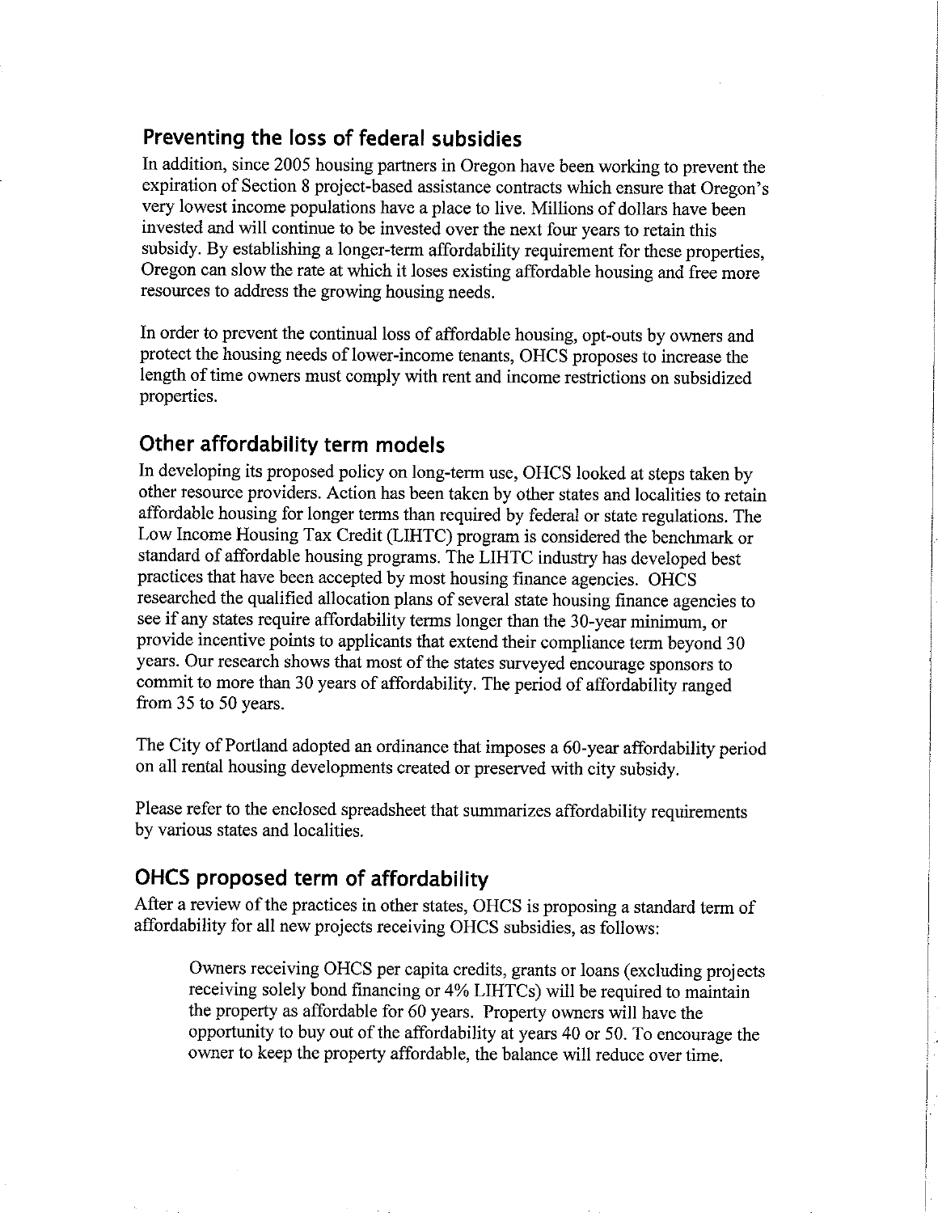## Preventing the loss of federal subsidies

In addition, since 2005 housing partners in Oregon have been working to prevent the expiration of Section 8 project-based assistance contracts which ensure that Oregon's very lowest income populations have a place to live. Millions of dollars have been invested and will continue to be invested over the next four years to retain this subsidy. By establishing a longer-term affordability requirement for these properties, Oregon can slow the rate at which it loses existing affordable housing and free more resources to address the growing housing needs.

In order to prevent the continual loss of affordable housing, opt-outs by owners and protect the housing needs of lower-income tenants, OHCS proposes to increase the length of time owners must comply with rent and income restrictions on subsidized properties.

## Other affordability term models

In developing its proposed policy on long-term use, OHCS looked at steps taken by other resource providers. Action has been taken by other states and localities to retain affordable housing for longer terms than required by federal or state regulations. The Low Income Housing Tax Credit (LIHTC) program is considered the benchmark or standard of affordable housing programs. The LIHTC industry has developed best practices that have been accepted by most housing finance agencies. OHCS researched the qualified allocation plans of several state housing finance agencies to see if any states require affordability terms longer than the 30-year minimum, or provide incentive points to applicants that extend their compliance term beyond 30 years. Our research shows that most of the states surveyed encourage sponsors to commit to more than 30 years of affordability. The period of affordability ranged from 35 to 50 years.

The City of Portland adopted an ordinance that imposes a 60-year affordability period on all rental housing developments created or preserved with city subsidy.

Please refer to the enclosed spreadsheet that summarizes affordability requirements by various states and localities.

## OHCS proposed term of affordability

After a review of the practices in other states, OHCS is proposing a standard term of affordability for all new projects receiving OHCS subsidies, as follows:

> Owners receiving OHCS per capita credits, grants or loans (excluding projects receiving solely bond financing or 4% LIHTCs) will be required to maintain the property as affordable for 60 years. Property owners will have the opportunity to buy out of the affordability at years 40 or 50. To encourage the owner to keep the property affordable, the balance will reduce over time.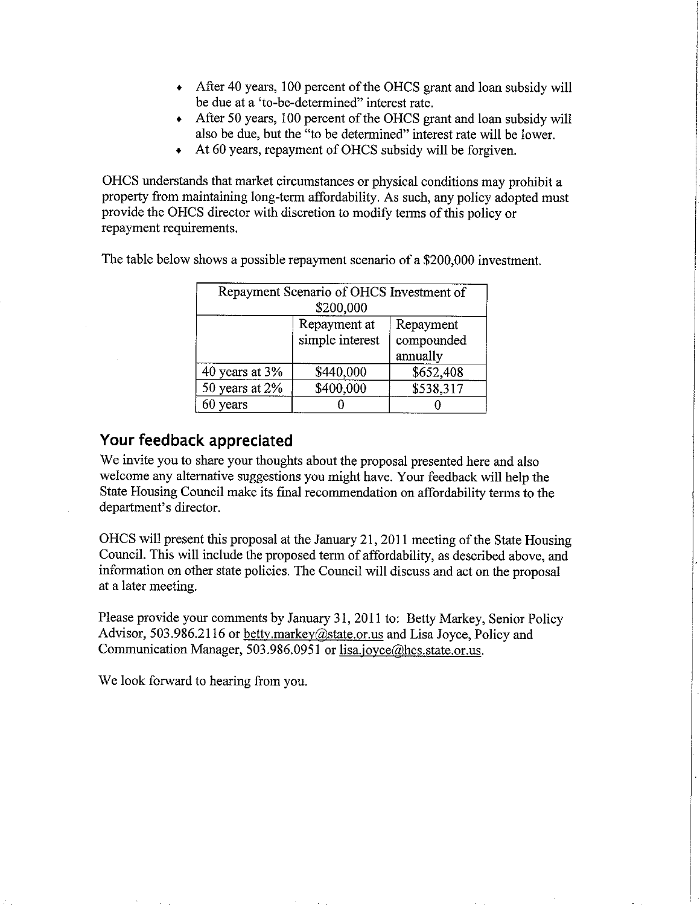- After 40 years, 100 percent of the OHCS grant and loan subsidy will be due at a 'to-be-determined" interest rate.
- After 50 years, 100 percent of the OHCS grant and loan subsidy will also be due, but the "to be determined" interest rate will be lower.
- At 60 years, repayment of OHCS subsidy will be forgiven.

OHCS understands that market circumstances or physical conditions may prohibit a property from maintaining long-term affordability. As such, any policy adopted must provide the OHCS director with discretion to modify terms of this policy or repayment requirements.

The table below shows a possible repayment scenario of a $200,000 investment.

| Repayment Scenario of OHCS Investment of $200,000 | | |
|---|---|---|
| | Repayment at simple interest | Repayment compounded annually |
| 40 years at 3% | $440,000 | $652,408 |
| 50 years at 2% | $400,000 | $538,317 |
| 60 years | 0 | 0 |

## Your feedback appreciated

We invite you to share your thoughts about the proposal presented here and also welcome any alternative suggestions you might have. Your feedback will help the State Housing Council make its final recommendation on affordability terms to the department's director.

OHCS will present this proposal at the January 21, 2011 meeting of the State Housing Council. This will include the proposed term of affordability, as described above, and information on other state policies. The Council will discuss and act on the proposal at a later meeting.

Please provide your comments by January 31, 2011 to: Betty Markey, Senior Policy Advisor, 503.986.2116 or betty.markey@state.or.us and Lisa Joyce, Policy and Communication Manager, 503.986.0951 or lisa.joyce@hcs.state.or.us.

We look forward to hearing from you.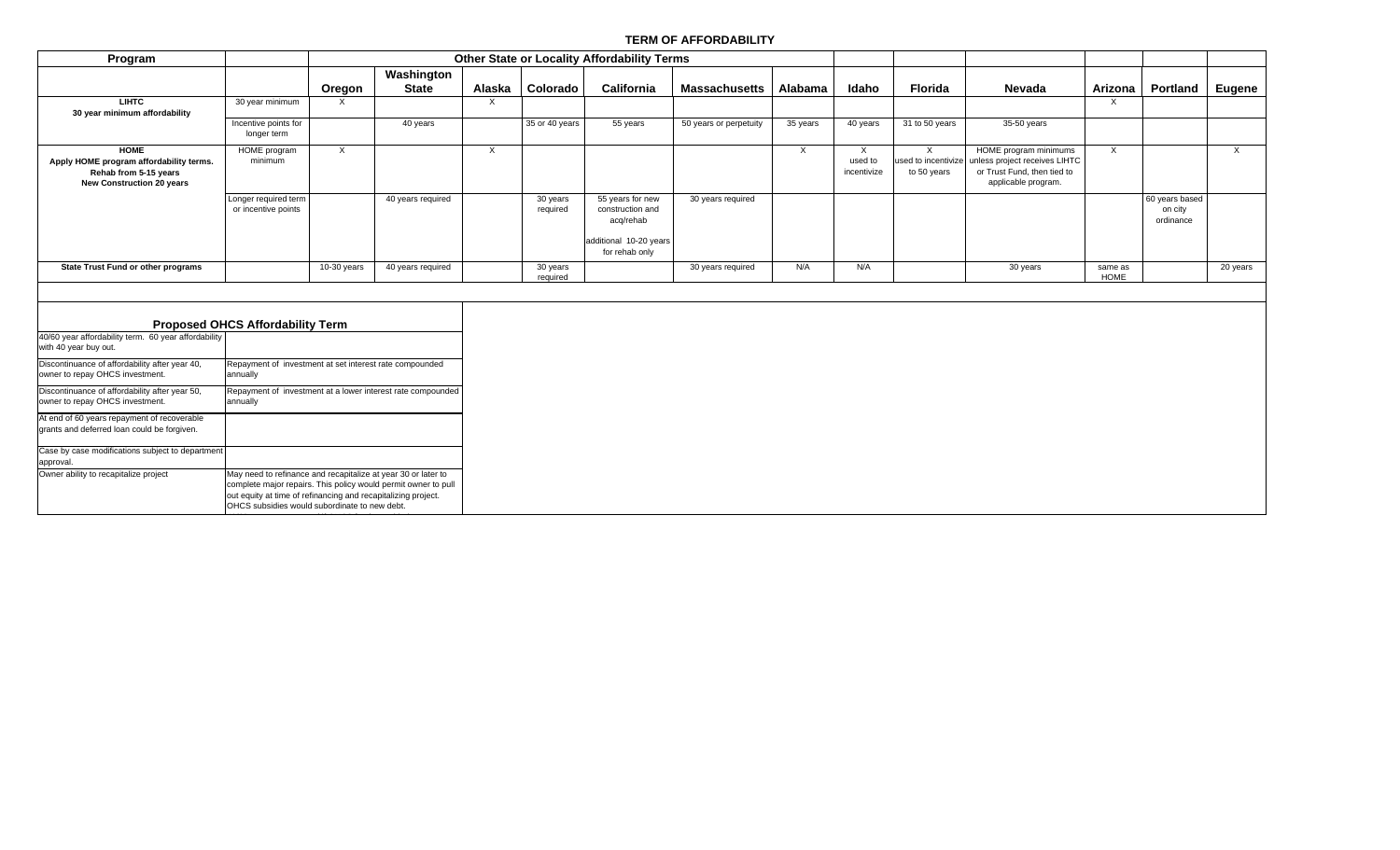# TERM OF AFFORDABILITY

| Program | | Other State or Locality Affordability Terms | | | | | | | | | | | | |
|---|---|---|---|---|---|---|---|---|---|---|---|---|---|---|
| | | Oregon | Washington State | Alaska | Colorado | California | Massachusetts | Alabama | Idaho | Florida | Nevada | Arizona | Portland | Eugene |
| **LIHTC** **30 year minimum affordability** | 30 year minimum | X | | X | | | | | | | | X | | |
| | Incentive points for longer term | | 40 years | | 35 or 40 years | 55 years | 50 years or perpetuity | 35 years | 40 years | 31 to 50 years | 35-50 years | | | |
| **HOME** **Apply HOME program affordability terms.** **Rehab from 5-15 years** **New Construction 20 years** | HOME program minimum | X | | X | | | | X | X used to incentivize | X used to incentivize to 50 years | HOME program minimums unless project receives LIHTC or Trust Fund, then tied to applicable program. | X | | X |
| | Longer required term or incentive points | | 40 years required | | 30 years required | 55 years for new construction and acq/rehab additional 10-20 years for rehab only | 30 years required | | | | | | 60 years based on city ordinance | |
| **State Trust Fund or other programs** | | 10-30 years | 40 years required | | 30 years required | | 30 years required | N/A | N/A | | 30 years | same as HOME | | 20 years |

## Proposed OHCS Affordability Term

| | |
|---|---|
| 40/60 year affordability term. 60 year affordability with 40 year buy out. | |
| Discontinuance of affordability after year 40, owner to repay OHCS investment. | Repayment of investment at set interest rate compounded annually |
| Discontinuance of affordability after year 50, owner to repay OHCS investment. | Repayment of investment at a lower interest rate compounded annually |
| At end of 60 years repayment of recoverable grants and deferred loan could be forgiven. | |
| Case by case modifications subject to department approval. | |
| Owner ability to recapitalize project | May need to refinance and recapitalize at year 30 or later to complete major repairs. This policy would permit owner to pull out equity at time of refinancing and recapitalizing project. OHCS subsidies would subordinate to new debt. |